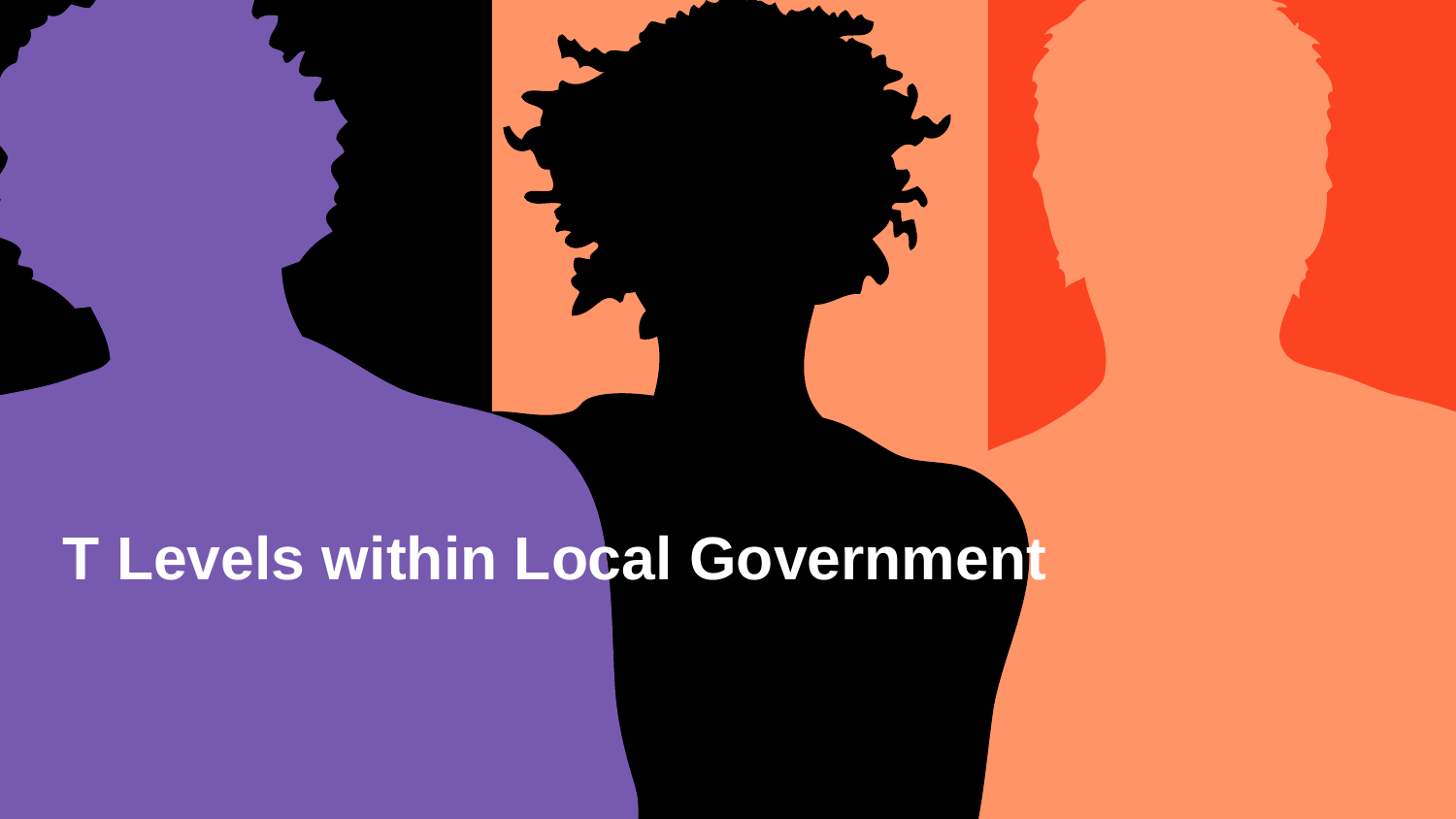# T Levels within Local Government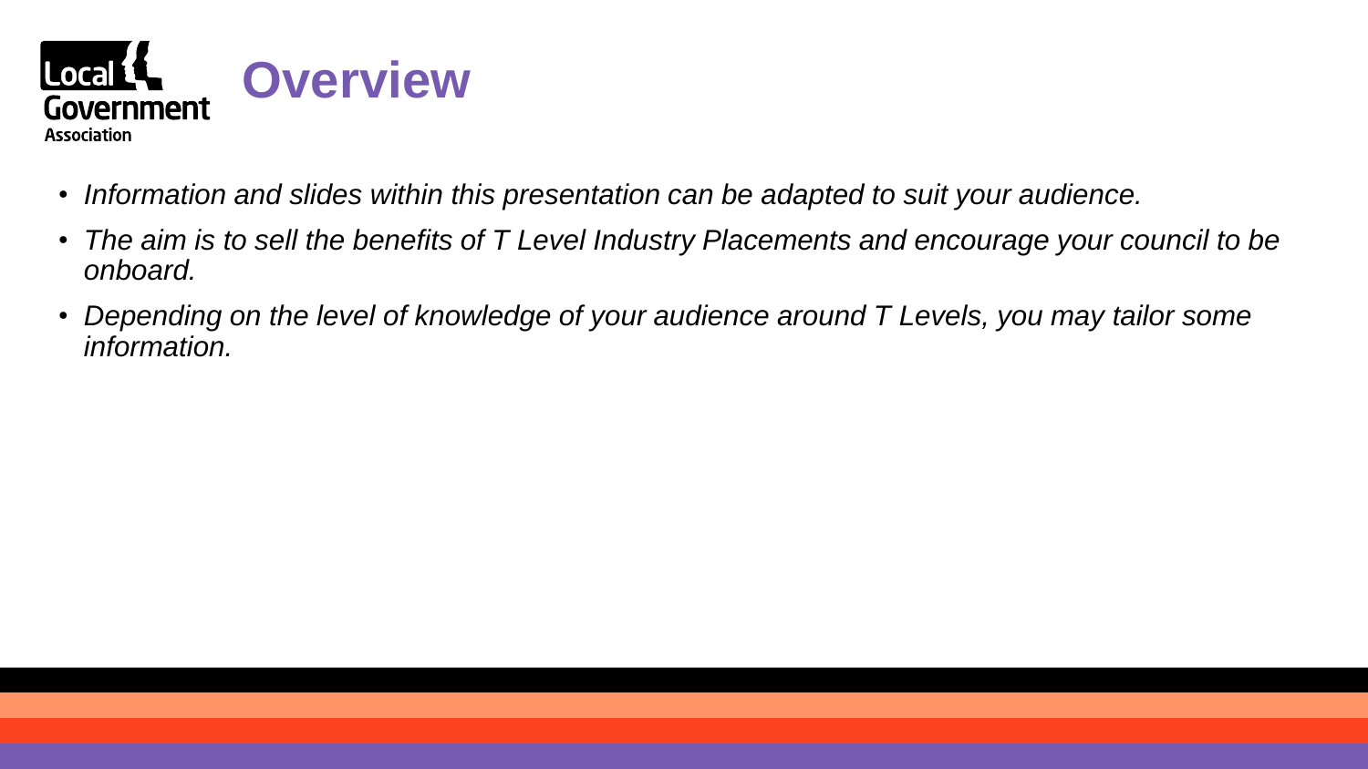# Overview

- *Information and slides within this presentation can be adapted to suit your audience.*
- *The aim is to sell the benefits of T Level Industry Placements and encourage your council to be onboard.*
- *Depending on the level of knowledge of your audience around T Levels, you may tailor some information.*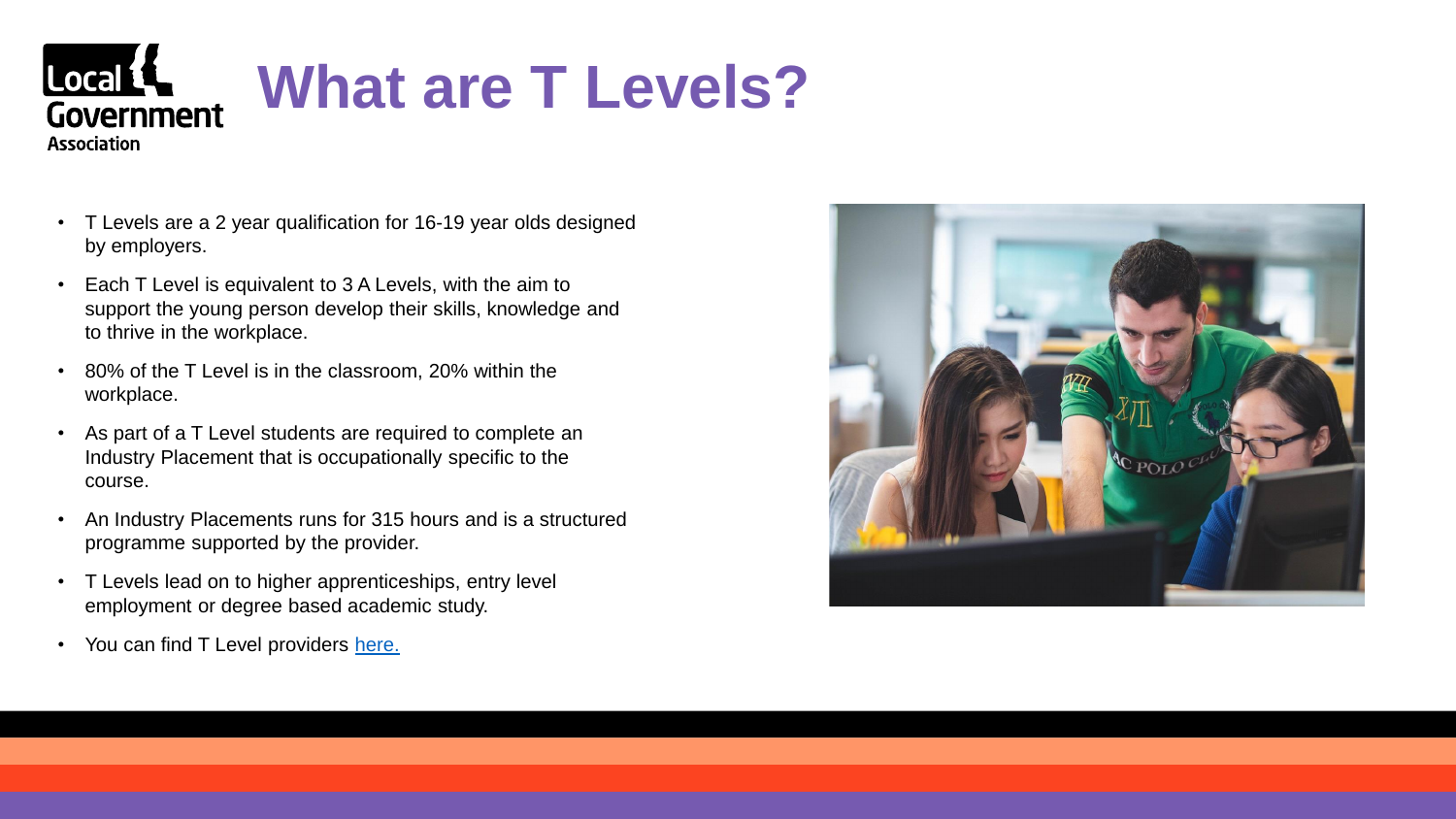# What are T Levels?

- T Levels are a 2 year qualification for 16-19 year olds designed by employers.
- Each T Level is equivalent to 3 A Levels, with the aim to support the young person develop their skills, knowledge and to thrive in the workplace.
- 80% of the T Level is in the classroom, 20% within the workplace.
- As part of a T Level students are required to complete an Industry Placement that is occupationally specific to the course.
- An Industry Placements runs for 315 hours and is a structured programme supported by the provider.
- T Levels lead on to higher apprenticeships, entry level employment or degree based academic study.
- You can find T Level providers here.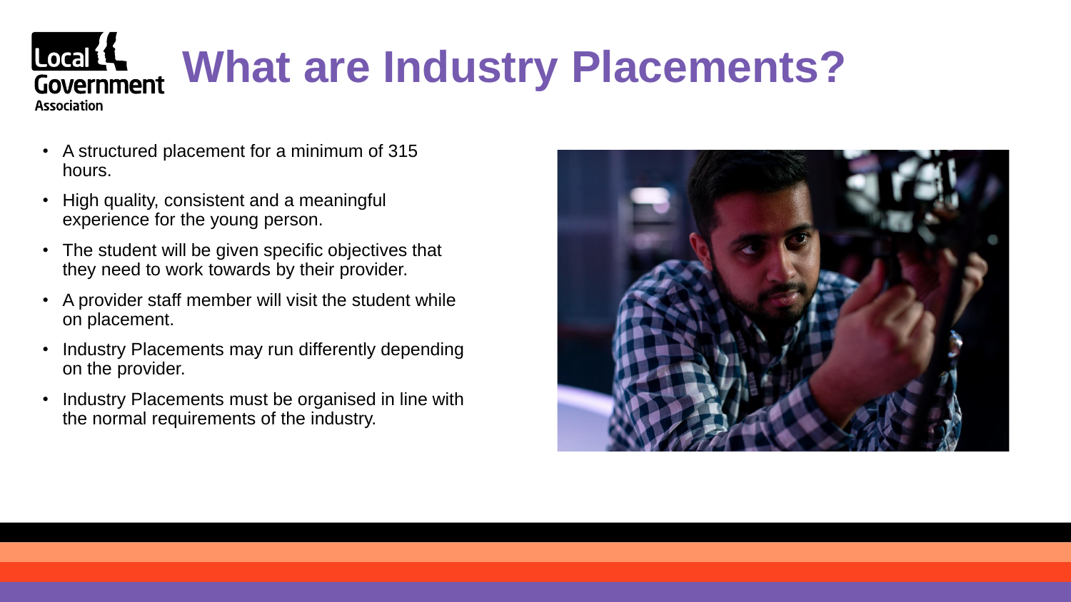# What are Industry Placements?

- A structured placement for a minimum of 315 hours.
- High quality, consistent and a meaningful experience for the young person.
- The student will be given specific objectives that they need to work towards by their provider.
- A provider staff member will visit the student while on placement.
- Industry Placements may run differently depending on the provider.
- Industry Placements must be organised in line with the normal requirements of the industry.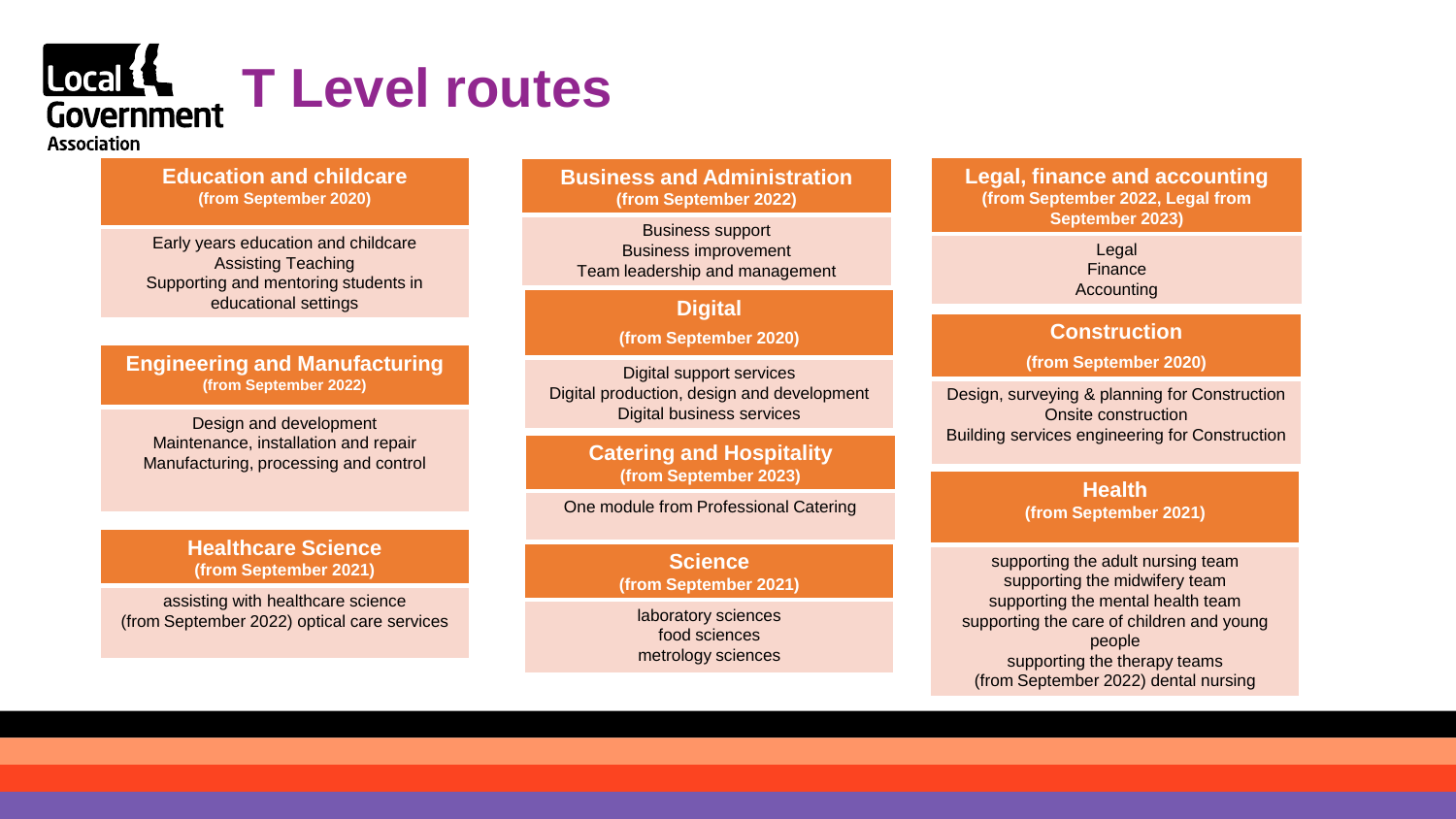# T Level routes

### Education and childcare
**(from September 2020)**

Early years education and childcare
Assisting Teaching
Supporting and mentoring students in educational settings

### Engineering and Manufacturing
**(from September 2022)**

Design and development
Maintenance, installation and repair
Manufacturing, processing and control

### Healthcare Science
**(from September 2021)**

assisting with healthcare science
(from September 2022) optical care services

### Business and Administration
**(from September 2022)**

Business support
Business improvement
Team leadership and management

### Digital
**(from September 2020)**

Digital support services
Digital production, design and development
Digital business services

### Catering and Hospitality
**(from September 2023)**

One module from Professional Catering

### Science
**(from September 2021)**

laboratory sciences
food sciences
metrology sciences

### Legal, finance and accounting
**(from September 2022, Legal from September 2023)**

Legal
Finance
Accounting

### Construction
**(from September 2020)**

Design, surveying & planning for Construction
Onsite construction
Building services engineering for Construction

### Health
**(from September 2021)**

supporting the adult nursing team
supporting the midwifery team
supporting the mental health team
supporting the care of children and young people
supporting the therapy teams
(from September 2022) dental nursing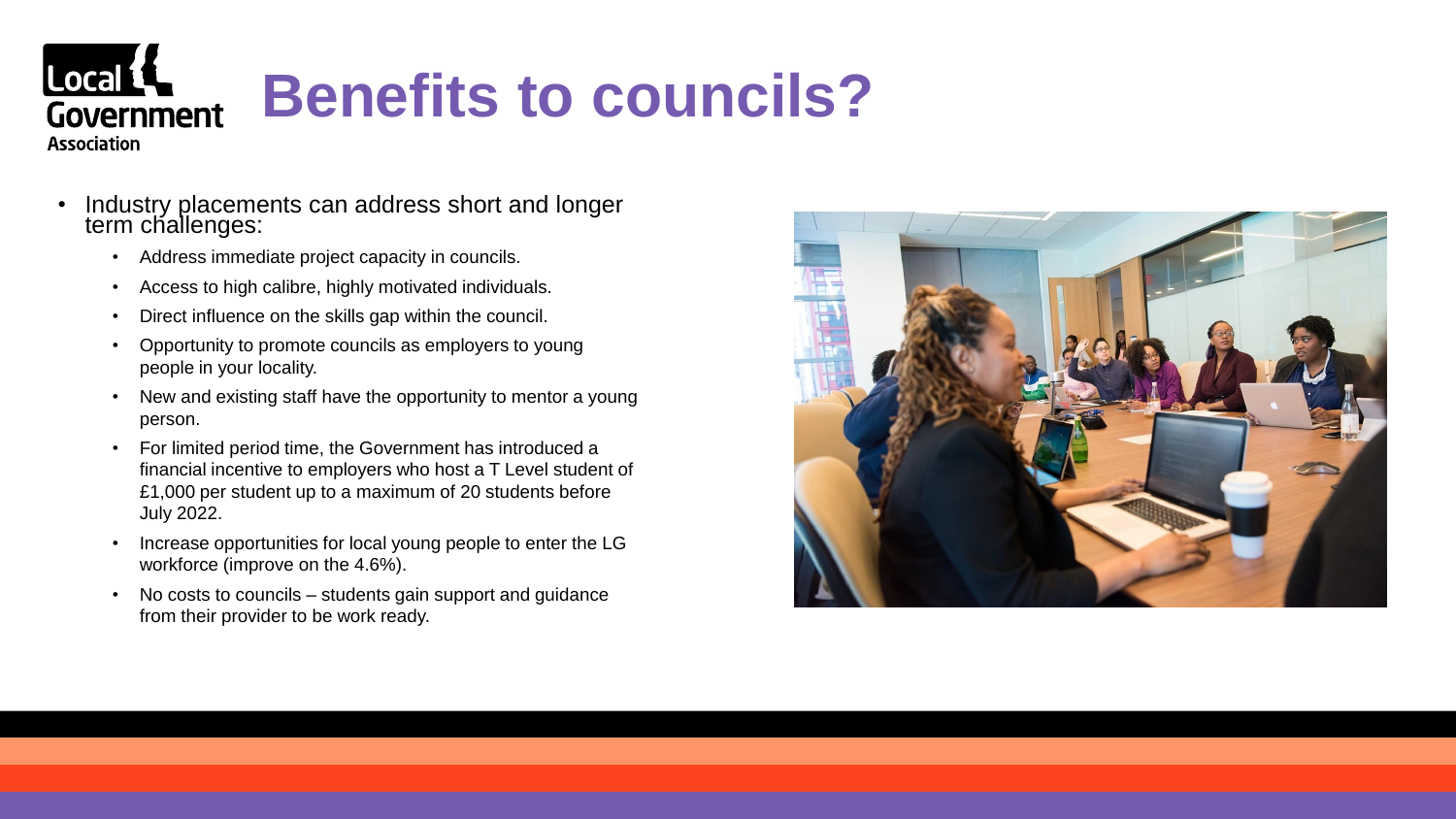# Benefits to councils?

- Industry placements can address short and longer term challenges:
  - Address immediate project capacity in councils.
  - Access to high calibre, highly motivated individuals.
  - Direct influence on the skills gap within the council.
  - Opportunity to promote councils as employers to young people in your locality.
  - New and existing staff have the opportunity to mentor a young person.
  - For limited period time, the Government has introduced a financial incentive to employers who host a T Level student of £1,000 per student up to a maximum of 20 students before July 2022.
  - Increase opportunities for local young people to enter the LG workforce (improve on the 4.6%).
  - No costs to councils – students gain support and guidance from their provider to be work ready.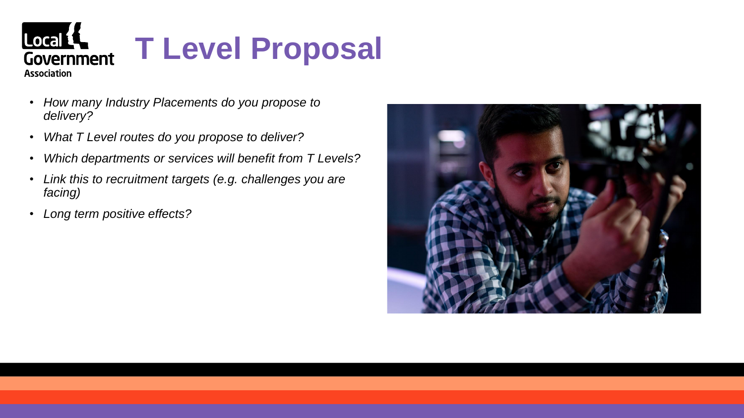# T Level Proposal

- *How many Industry Placements do you propose to delivery?*
- *What T Level routes do you propose to deliver?*
- *Which departments or services will benefit from T Levels?*
- *Link this to recruitment targets (e.g. challenges you are facing)*
- *Long term positive effects?*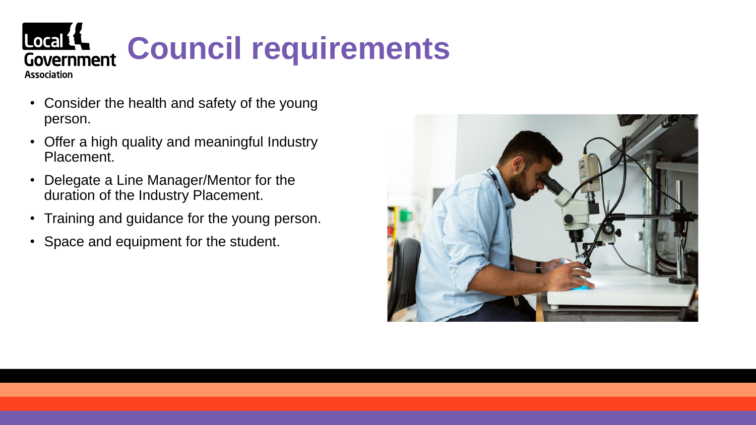# Council requirements

- Consider the health and safety of the young person.
- Offer a high quality and meaningful Industry Placement.
- Delegate a Line Manager/Mentor for the duration of the Industry Placement.
- Training and guidance for the young person.
- Space and equipment for the student.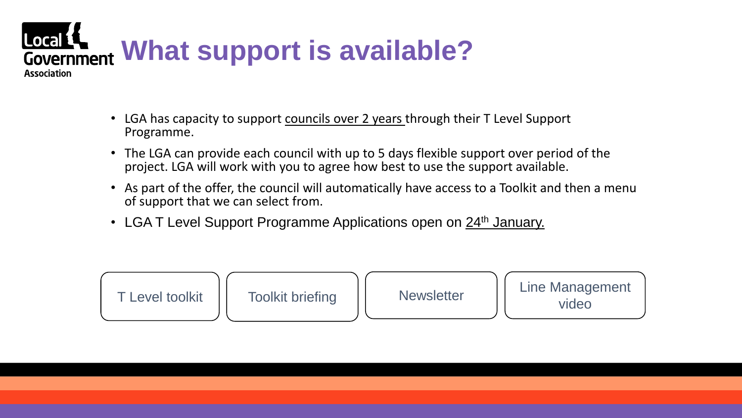# What support is available?

- LGA has capacity to support councils over 2 years through their T Level Support Programme.
- The LGA can provide each council with up to 5 days flexible support over period of the project. LGA will work with you to agree how best to use the support available.
- As part of the offer, the council will automatically have access to a Toolkit and then a menu of support that we can select from.
- LGA T Level Support Programme Applications open on 24th January.

T Level toolkit

Toolkit briefing

Newsletter

Line Management video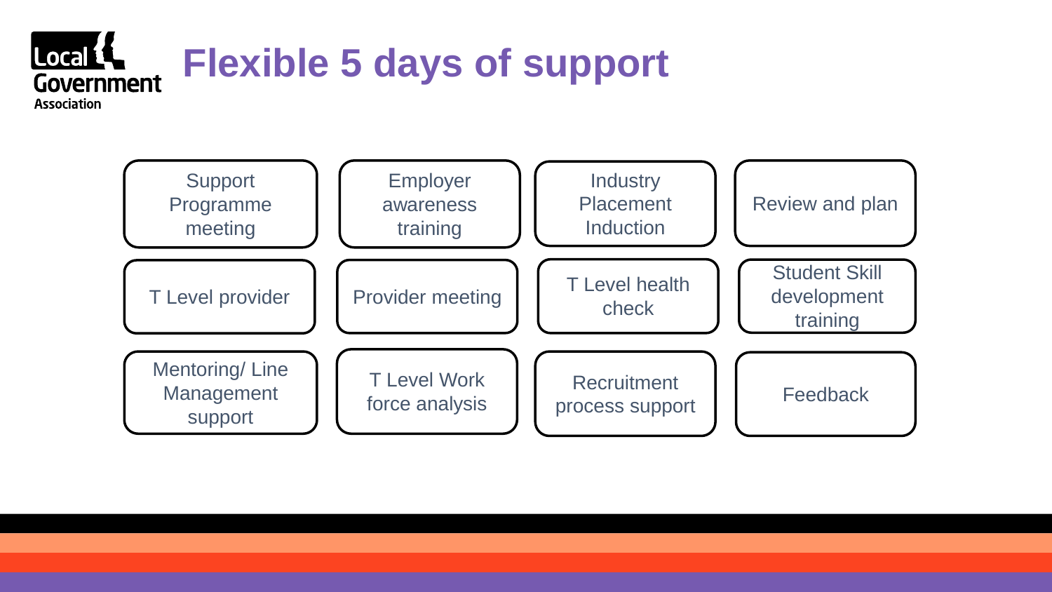# Flexible 5 days of support

- Support Programme meeting
- Employer awareness training
- Industry Placement Induction
- Review and plan
- T Level provider
- Provider meeting
- T Level health check
- Student Skill development training
- Mentoring/ Line Management support
- T Level Work force analysis
- Recruitment process support
- Feedback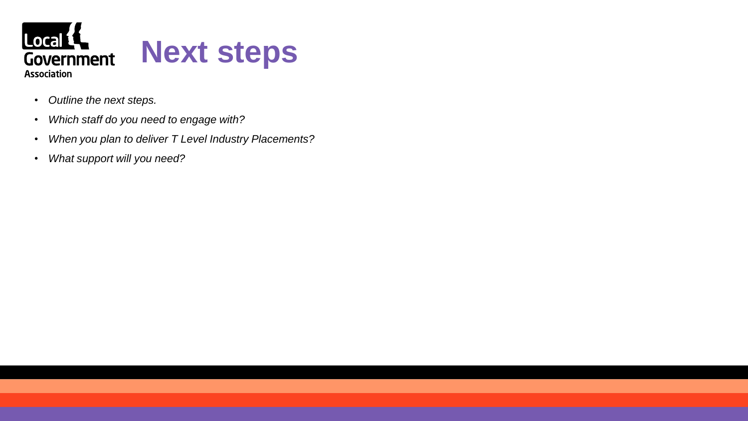# Next steps

- *Outline the next steps.*
- *Which staff do you need to engage with?*
- *When you plan to deliver T Level Industry Placements?*
- *What support will you need?*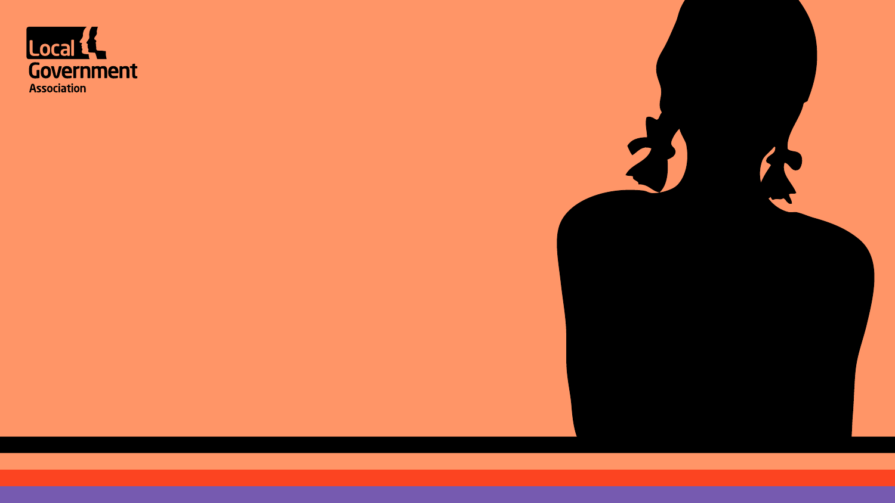Local Government Association